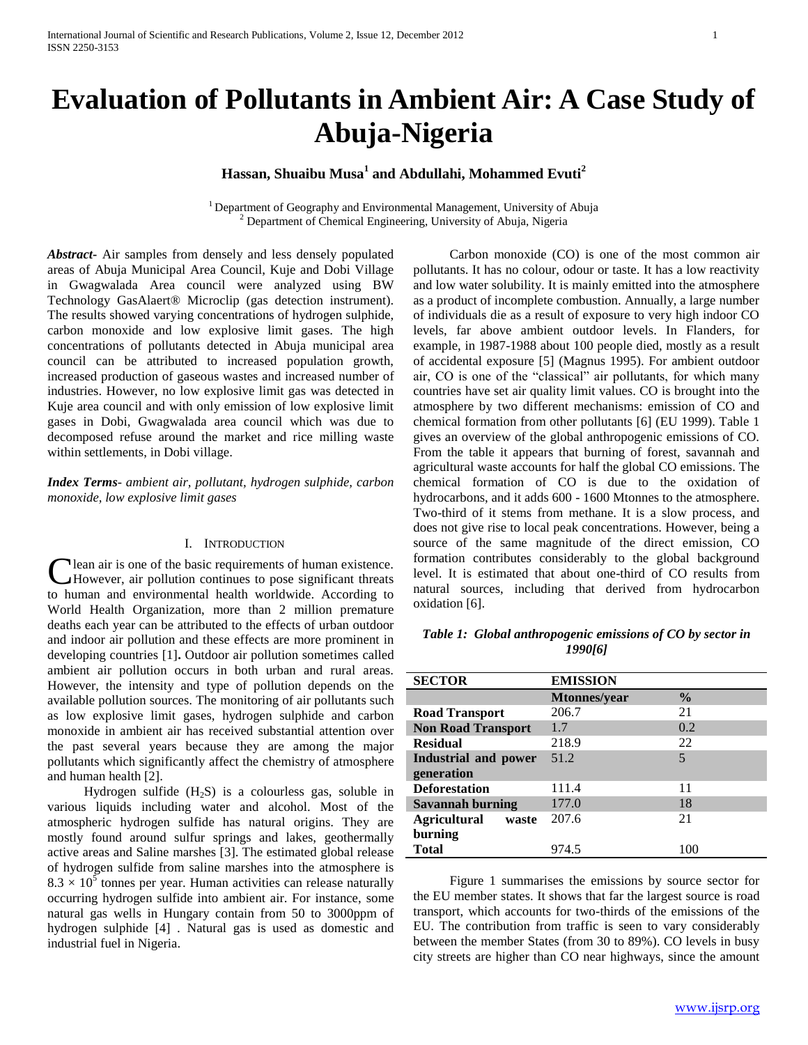# Evaluation of Pollutants in Ambient Air: A Case Study of Abuja-Nigeria

**Hassan, Shuaibu Musa[1] and Abdullahi, Mohammed Evuti[2]**

[1] Department of Geography and Environmental Management, University of Abuja
[2] Department of Chemical Engineering, University of Abuja, Nigeria

***Abstract-*** Air samples from densely and less densely populated areas of Abuja Municipal Area Council, Kuje and Dobi Village in Gwagwalada Area council were analyzed using BW Technology GasAlaert® Microclip (gas detection instrument). The results showed varying concentrations of hydrogen sulphide, carbon monoxide and low explosive limit gases. The high concentrations of pollutants detected in Abuja municipal area council can be attributed to increased population growth, increased production of gaseous wastes and increased number of industries. However, no low explosive limit gas was detected in Kuje area council and with only emission of low explosive limit gases in Dobi, Gwagwalada area council which was due to decomposed refuse around the market and rice milling waste within settlements, in Dobi village.

***Index Terms-*** *ambient air, pollutant, hydrogen sulphide, carbon monoxide, low explosive limit gases*

## I. Introduction

Clean air is one of the basic requirements of human existence. However, air pollution continues to pose significant threats to human and environmental health worldwide. According to World Health Organization, more than 2 million premature deaths each year can be attributed to the effects of urban outdoor and indoor air pollution and these effects are more prominent in developing countries [1]**.** Outdoor air pollution sometimes called ambient air pollution occurs in both urban and rural areas. However, the intensity and type of pollution depends on the available pollution sources. The monitoring of air pollutants such as low explosive limit gases, hydrogen sulphide and carbon monoxide in ambient air has received substantial attention over the past several years because they are among the major pollutants which significantly affect the chemistry of atmosphere and human health [2].

Hydrogen sulfide ($H_2S$) is a colourless gas, soluble in various liquids including water and alcohol. Most of the atmospheric hydrogen sulfide has natural origins. They are mostly found around sulfur springs and lakes, geothermally active areas and Saline marshes [3]. The estimated global release of hydrogen sulfide from saline marshes into the atmosphere is $8.3 \times 10^5$ tonnes per year. Human activities can release naturally occurring hydrogen sulfide into ambient air. For instance, some natural gas wells in Hungary contain from 50 to 3000ppm of hydrogen sulphide [4] . Natural gas is used as domestic and industrial fuel in Nigeria.

Carbon monoxide (CO) is one of the most common air pollutants. It has no colour, odour or taste. It has a low reactivity and low water solubility. It is mainly emitted into the atmosphere as a product of incomplete combustion. Annually, a large number of individuals die as a result of exposure to very high indoor CO levels, far above ambient outdoor levels. In Flanders, for example, in 1987-1988 about 100 people died, mostly as a result of accidental exposure [5] (Magnus 1995). For ambient outdoor air, CO is one of the "classical" air pollutants, for which many countries have set air quality limit values. CO is brought into the atmosphere by two different mechanisms: emission of CO and chemical formation from other pollutants [6] (EU 1999). Table 1 gives an overview of the global anthropogenic emissions of CO. From the table it appears that burning of forest, savannah and agricultural waste accounts for half the global CO emissions. The chemical formation of CO is due to the oxidation of hydrocarbons, and it adds 600 - 1600 Mtonnes to the atmosphere. Two-third of it stems from methane. It is a slow process, and does not give rise to local peak concentrations. However, being a source of the same magnitude of the direct emission, CO formation contributes considerably to the global background level. It is estimated that about one-third of CO results from natural sources, including that derived from hydrocarbon oxidation [6].

***Table 1: Global anthropogenic emissions of CO by sector in 1990[6]***

| SECTOR | EMISSION | |
|---|---|---|
| | Mtonnes/year | % |
| Road Transport | 206.7 | 21 |
| Non Road Transport | 1.7 | 0.2 |
| Residual | 218.9 | 22 |
| Industrial and power generation | 51.2 | 5 |
| Deforestation | 111.4 | 11 |
| Savannah burning | 177.0 | 18 |
| Agricultural waste burning | 207.6 | 21 |
| Total | 974.5 | 100 |

Figure 1 summarises the emissions by source sector for the EU member states. It shows that far the largest source is road transport, which accounts for two-thirds of the emissions of the EU. The contribution from traffic is seen to vary considerably between the member States (from 30 to 89%). CO levels in busy city streets are higher than CO near highways, since the amount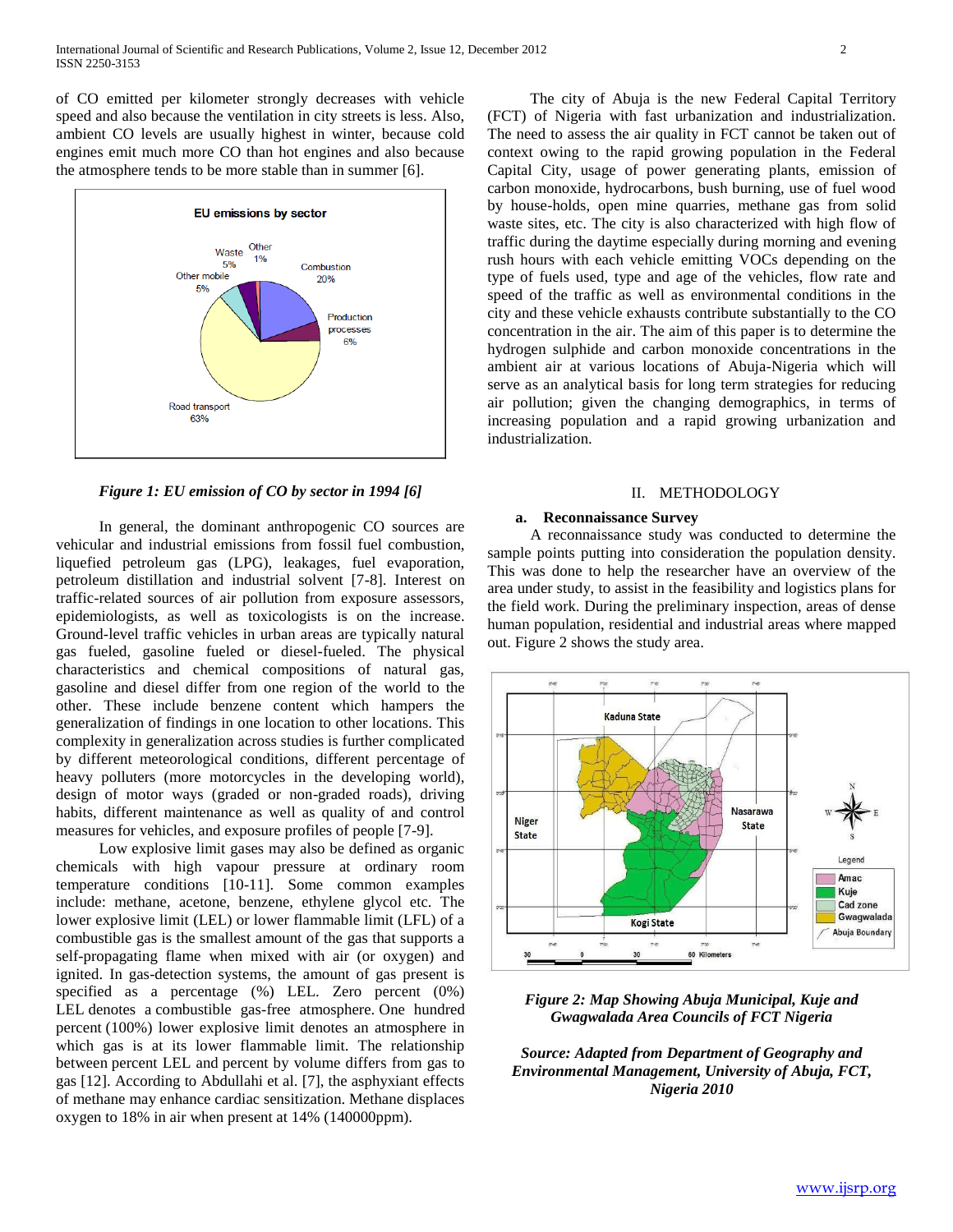of CO emitted per kilometer strongly decreases with vehicle speed and also because the ventilation in city streets is less. Also, ambient CO levels are usually highest in winter, because cold engines emit much more CO than hot engines and also because the atmosphere tends to be more stable than in summer [6].

*Figure 1: EU emission of CO by sector in 1994 [6]*

In general, the dominant anthropogenic CO sources are vehicular and industrial emissions from fossil fuel combustion, liquefied petroleum gas (LPG), leakages, fuel evaporation, petroleum distillation and industrial solvent [7-8]. Interest on traffic-related sources of air pollution from exposure assessors, epidemiologists, as well as toxicologists is on the increase. Ground-level traffic vehicles in urban areas are typically natural gas fueled, gasoline fueled or diesel-fueled. The physical characteristics and chemical compositions of natural gas, gasoline and diesel differ from one region of the world to the other. These include benzene content which hampers the generalization of findings in one location to other locations. This complexity in generalization across studies is further complicated by different meteorological conditions, different percentage of heavy polluters (more motorcycles in the developing world), design of motor ways (graded or non-graded roads), driving habits, different maintenance as well as quality of and control measures for vehicles, and exposure profiles of people [7-9].

Low explosive limit gases may also be defined as organic chemicals with high vapour pressure at ordinary room temperature conditions [10-11]. Some common examples include: methane, acetone, benzene, ethylene glycol etc. The lower explosive limit (LEL) or lower flammable limit (LFL) of a combustible gas is the smallest amount of the gas that supports a self-propagating flame when mixed with air (or oxygen) and ignited. In gas-detection systems, the amount of gas present is specified as a percentage (%) LEL. Zero percent (0%) LEL denotes a combustible gas-free atmosphere. One hundred percent (100%) lower explosive limit denotes an atmosphere in which gas is at its lower flammable limit. The relationship between percent LEL and percent by volume differs from gas to gas [12]. According to Abdullahi et al. [7], the asphyxiant effects of methane may enhance cardiac sensitization. Methane displaces oxygen to 18% in air when present at 14% (140000ppm).

The city of Abuja is the new Federal Capital Territory (FCT) of Nigeria with fast urbanization and industrialization. The need to assess the air quality in FCT cannot be taken out of context owing to the rapid growing population in the Federal Capital City, usage of power generating plants, emission of carbon monoxide, hydrocarbons, bush burning, use of fuel wood by house-holds, open mine quarries, methane gas from solid waste sites, etc. The city is also characterized with high flow of traffic during the daytime especially during morning and evening rush hours with each vehicle emitting VOCs depending on the type of fuels used, type and age of the vehicles, flow rate and speed of the traffic as well as environmental conditions in the city and these vehicle exhausts contribute substantially to the CO concentration in the air. The aim of this paper is to determine the hydrogen sulphide and carbon monoxide concentrations in the ambient air at various locations of Abuja-Nigeria which will serve as an analytical basis for long term strategies for reducing air pollution; given the changing demographics, in terms of increasing population and a rapid growing urbanization and industrialization.

## II. METHODOLOGY

### a. Reconnaissance Survey

A reconnaissance study was conducted to determine the sample points putting into consideration the population density. This was done to help the researcher have an overview of the area under study, to assist in the feasibility and logistics plans for the field work. During the preliminary inspection, areas of dense human population, residential and industrial areas where mapped out. Figure 2 shows the study area.

*Figure 2: Map Showing Abuja Municipal, Kuje and Gwagwalada Area Councils of FCT Nigeria*

*Source: Adapted from Department of Geography and Environmental Management, University of Abuja, FCT, Nigeria 2010*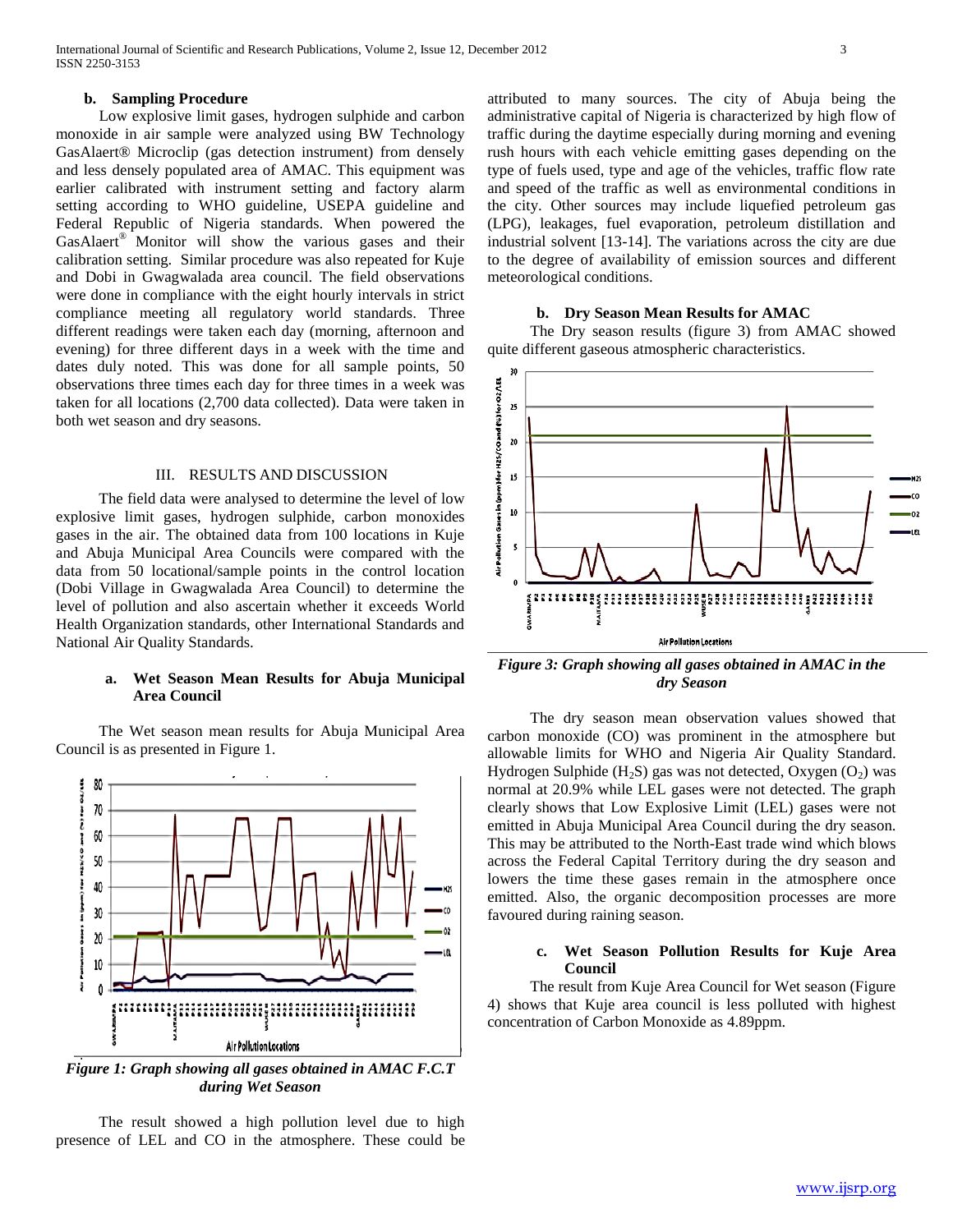### b. Sampling Procedure

Low explosive limit gases, hydrogen sulphide and carbon monoxide in air sample were analyzed using BW Technology GasAlaert® Microclip (gas detection instrument) from densely and less densely populated area of AMAC. This equipment was earlier calibrated with instrument setting and factory alarm setting according to WHO guideline, USEPA guideline and Federal Republic of Nigeria standards. When powered the GasAlaert® Monitor will show the various gases and their calibration setting. Similar procedure was also repeated for Kuje and Dobi in Gwagwalada area council. The field observations were done in compliance with the eight hourly intervals in strict compliance meeting all regulatory world standards. Three different readings were taken each day (morning, afternoon and evening) for three different days in a week with the time and dates duly noted. This was done for all sample points, 50 observations three times each day for three times in a week was taken for all locations (2,700 data collected). Data were taken in both wet season and dry seasons.

## III. RESULTS AND DISCUSSION

The field data were analysed to determine the level of low explosive limit gases, hydrogen sulphide, carbon monoxides gases in the air. The obtained data from 100 locations in Kuje and Abuja Municipal Area Councils were compared with the data from 50 locational/sample points in the control location (Dobi Village in Gwagwalada Area Council) to determine the level of pollution and also ascertain whether it exceeds World Health Organization standards, other International Standards and National Air Quality Standards.

### a. Wet Season Mean Results for Abuja Municipal Area Council

The Wet season mean results for Abuja Municipal Area Council is as presented in Figure 1.

*Figure 1: Graph showing all gases obtained in AMAC F.C.T during Wet Season*

The result showed a high pollution level due to high presence of LEL and CO in the atmosphere. These could be attributed to many sources. The city of Abuja being the administrative capital of Nigeria is characterized by high flow of traffic during the daytime especially during morning and evening rush hours with each vehicle emitting gases depending on the type of fuels used, type and age of the vehicles, traffic flow rate and speed of the traffic as well as environmental conditions in the city. Other sources may include liquefied petroleum gas (LPG), leakages, fuel evaporation, petroleum distillation and industrial solvent [13-14]. The variations across the city are due to the degree of availability of emission sources and different meteorological conditions.

### b. Dry Season Mean Results for AMAC

The Dry season results (figure 3) from AMAC showed quite different gaseous atmospheric characteristics.

*Figure 3: Graph showing all gases obtained in AMAC in the dry Season*

The dry season mean observation values showed that carbon monoxide (CO) was prominent in the atmosphere but allowable limits for WHO and Nigeria Air Quality Standard. Hydrogen Sulphide ($H_2S$) gas was not detected, Oxygen ($O_2$) was normal at 20.9% while LEL gases were not detected. The graph clearly shows that Low Explosive Limit (LEL) gases were not emitted in Abuja Municipal Area Council during the dry season. This may be attributed to the North-East trade wind which blows across the Federal Capital Territory during the dry season and lowers the time these gases remain in the atmosphere once emitted. Also, the organic decomposition processes are more favoured during raining season.

### c. Wet Season Pollution Results for Kuje Area Council

The result from Kuje Area Council for Wet season (Figure 4) shows that Kuje area council is less polluted with highest concentration of Carbon Monoxide as 4.89ppm.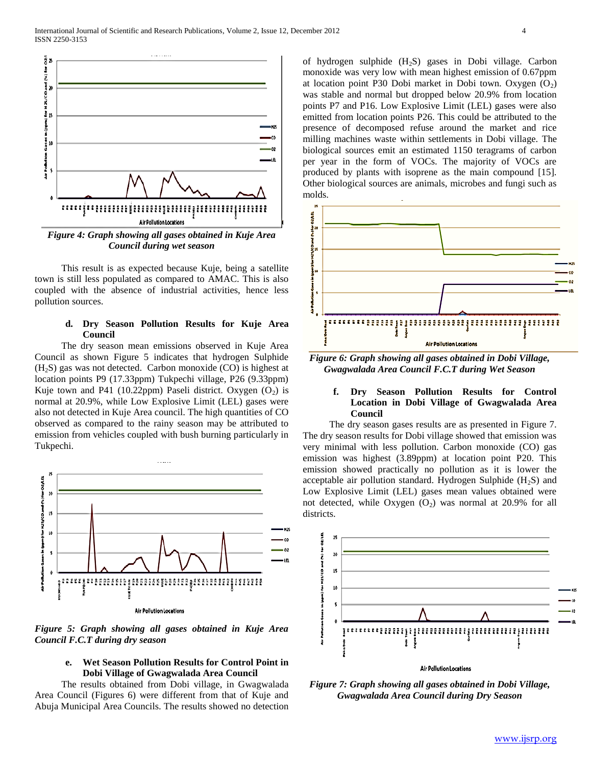*Figure 4: Graph showing all gases obtained in Kuje Area Council during wet season*

This result is as expected because Kuje, being a satellite town is still less populated as compared to AMAC. This is also coupled with the absence of industrial activities, hence less pollution sources.

#### d. Dry Season Pollution Results for Kuje Area Council

The dry season mean emissions observed in Kuje Area Council as shown Figure 5 indicates that hydrogen Sulphide ($H_2S$) gas was not detected. Carbon monoxide (CO) is highest at location points P9 (17.33ppm) Tukpechi village, P26 (9.33ppm) Kuje town and P41 (10.22ppm) Paseli district. Oxygen ($O_2$) is normal at 20.9%, while Low Explosive Limit (LEL) gases were also not detected in Kuje Area council. The high quantities of CO observed as compared to the rainy season may be attributed to emission from vehicles coupled with bush burning particularly in Tukpechi.

*Figure 5: Graph showing all gases obtained in Kuje Area Council F.C.T during dry season*

#### e. Wet Season Pollution Results for Control Point in Dobi Village of Gwagwalada Area Council

The results obtained from Dobi village, in Gwagwalada Area Council (Figures 6) were different from that of Kuje and Abuja Municipal Area Councils. The results showed no detection of hydrogen sulphide ($H_2S$) gases in Dobi village. Carbon monoxide was very low with mean highest emission of 0.67ppm at location point P30 Dobi market in Dobi town. Oxygen ($O_2$) was stable and normal but dropped below 20.9% from location points P7 and P16. Low Explosive Limit (LEL) gases were also emitted from location points P26. This could be attributed to the presence of decomposed refuse around the market and rice milling machines waste within settlements in Dobi village. The biological sources emit an estimated 1150 teragrams of carbon per year in the form of VOCs. The majority of VOCs are produced by plants with isoprene as the main compound [15]. Other biological sources are animals, microbes and fungi such as molds.

*Figure 6: Graph showing all gases obtained in Dobi Village, Gwagwalada Area Council F.C.T during Wet Season*

#### f. Dry Season Pollution Results for Control Location in Dobi Village of Gwagwalada Area Council

The dry season gases results are as presented in Figure 7. The dry season results for Dobi village showed that emission was very minimal with less pollution. Carbon monoxide (CO) gas emission was highest (3.89ppm) at location point P20. This emission showed practically no pollution as it is lower the acceptable air pollution standard. Hydrogen Sulphide ($H_2S$) and Low Explosive Limit (LEL) gases mean values obtained were not detected, while Oxygen ($O_2$) was normal at 20.9% for all districts.

*Figure 7: Graph showing all gases obtained in Dobi Village, Gwagwalada Area Council during Dry Season*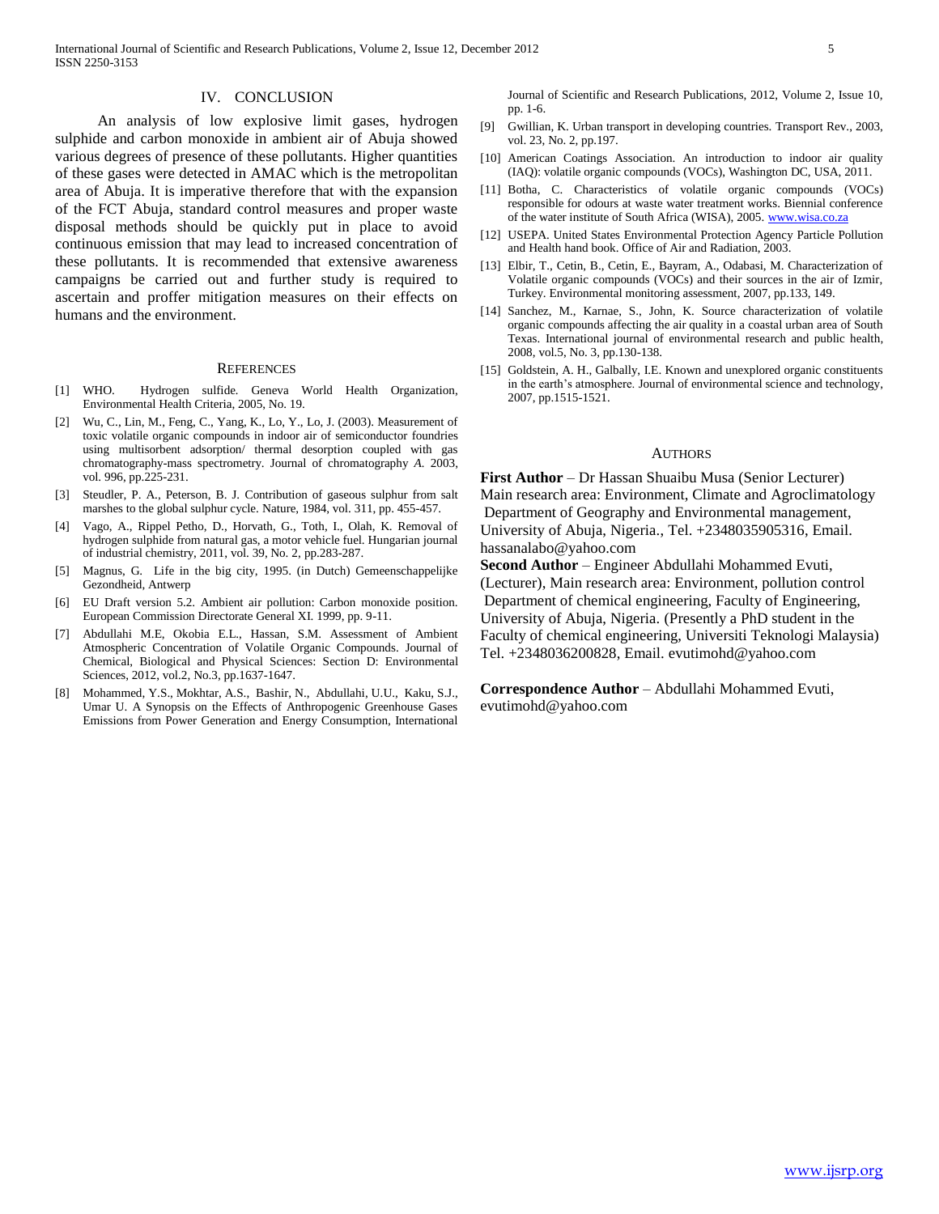## IV. CONCLUSION

An analysis of low explosive limit gases, hydrogen sulphide and carbon monoxide in ambient air of Abuja showed various degrees of presence of these pollutants. Higher quantities of these gases were detected in AMAC which is the metropolitan area of Abuja. It is imperative therefore that with the expansion of the FCT Abuja, standard control measures and proper waste disposal methods should be quickly put in place to avoid continuous emission that may lead to increased concentration of these pollutants. It is recommended that extensive awareness campaigns be carried out and further study is required to ascertain and proffer mitigation measures on their effects on humans and the environment.

## REFERENCES

[1] WHO. Hydrogen sulfide. Geneva World Health Organization, Environmental Health Criteria, 2005, No. 19.

[2] Wu, C., Lin, M., Feng, C., Yang, K., Lo, Y., Lo, J. (2003). Measurement of toxic volatile organic compounds in indoor air of semiconductor foundries using multisorbent adsorption/ thermal desorption coupled with gas chromatography-mass spectrometry. Journal of chromatography *A*. 2003, vol. 996, pp.225-231.

[3] Steudler, P. A., Peterson, B. J. Contribution of gaseous sulphur from salt marshes to the global sulphur cycle. Nature, 1984, vol. 311, pp. 455-457.

[4] Vago, A., Rippel Petho, D., Horvath, G., Toth, I., Olah, K. Removal of hydrogen sulphide from natural gas, a motor vehicle fuel. Hungarian journal of industrial chemistry, 2011, vol. 39, No. 2, pp.283-287.

[5] Magnus, G. Life in the big city, 1995. (in Dutch) Gemeenschappelijke Gezondheid, Antwerp

[6] EU Draft version 5.2. Ambient air pollution: Carbon monoxide position. European Commission Directorate General XI. 1999, pp. 9-11.

[7] Abdullahi M.E, Okobia E.L., Hassan, S.M. Assessment of Ambient Atmospheric Concentration of Volatile Organic Compounds. Journal of Chemical, Biological and Physical Sciences: Section D: Environmental Sciences, 2012, vol.2, No.3, pp.1637-1647.

[8] Mohammed, Y.S., Mokhtar, A.S., Bashir, N., Abdullahi, U.U., Kaku, S.J., Umar U. A Synopsis on the Effects of Anthropogenic Greenhouse Gases Emissions from Power Generation and Energy Consumption, International Journal of Scientific and Research Publications, 2012, Volume 2, Issue 10, pp. 1-6.

[9] Gwillian, K. Urban transport in developing countries. Transport Rev., 2003, vol. 23, No. 2, pp.197.

[10] American Coatings Association. An introduction to indoor air quality (IAQ): volatile organic compounds (VOCs), Washington DC, USA, 2011.

[11] Botha, C. Characteristics of volatile organic compounds (VOCs) responsible for odours at waste water treatment works. Biennial conference of the water institute of South Africa (WISA), 2005. www.wisa.co.za

[12] USEPA. United States Environmental Protection Agency Particle Pollution and Health hand book. Office of Air and Radiation, 2003.

[13] Elbir, T., Cetin, B., Cetin, E., Bayram, A., Odabasi, M. Characterization of Volatile organic compounds (VOCs) and their sources in the air of Izmir, Turkey. Environmental monitoring assessment, 2007, pp.133, 149.

[14] Sanchez, M., Karnae, S., John, K. Source characterization of volatile organic compounds affecting the air quality in a coastal urban area of South Texas. International journal of environmental research and public health, 2008, vol.5, No. 3, pp.130-138.

[15] Goldstein, A. H., Galbally, I.E. Known and unexplored organic constituents in the earth's atmosphere. Journal of environmental science and technology, 2007, pp.1515-1521.

## AUTHORS

**First Author** – Dr Hassan Shuaibu Musa (Senior Lecturer) Main research area: Environment, Climate and Agroclimatology Department of Geography and Environmental management, University of Abuja, Nigeria., Tel. +2348035905316, Email. hassanalabo@yahoo.com

**Second Author** – Engineer Abdullahi Mohammed Evuti, (Lecturer), Main research area: Environment, pollution control Department of chemical engineering, Faculty of Engineering, University of Abuja, Nigeria. (Presently a PhD student in the Faculty of chemical engineering, Universiti Teknologi Malaysia) Tel. +2348036200828, Email. evutimohd@yahoo.com

**Correspondence Author** – Abdullahi Mohammed Evuti, evutimohd@yahoo.com